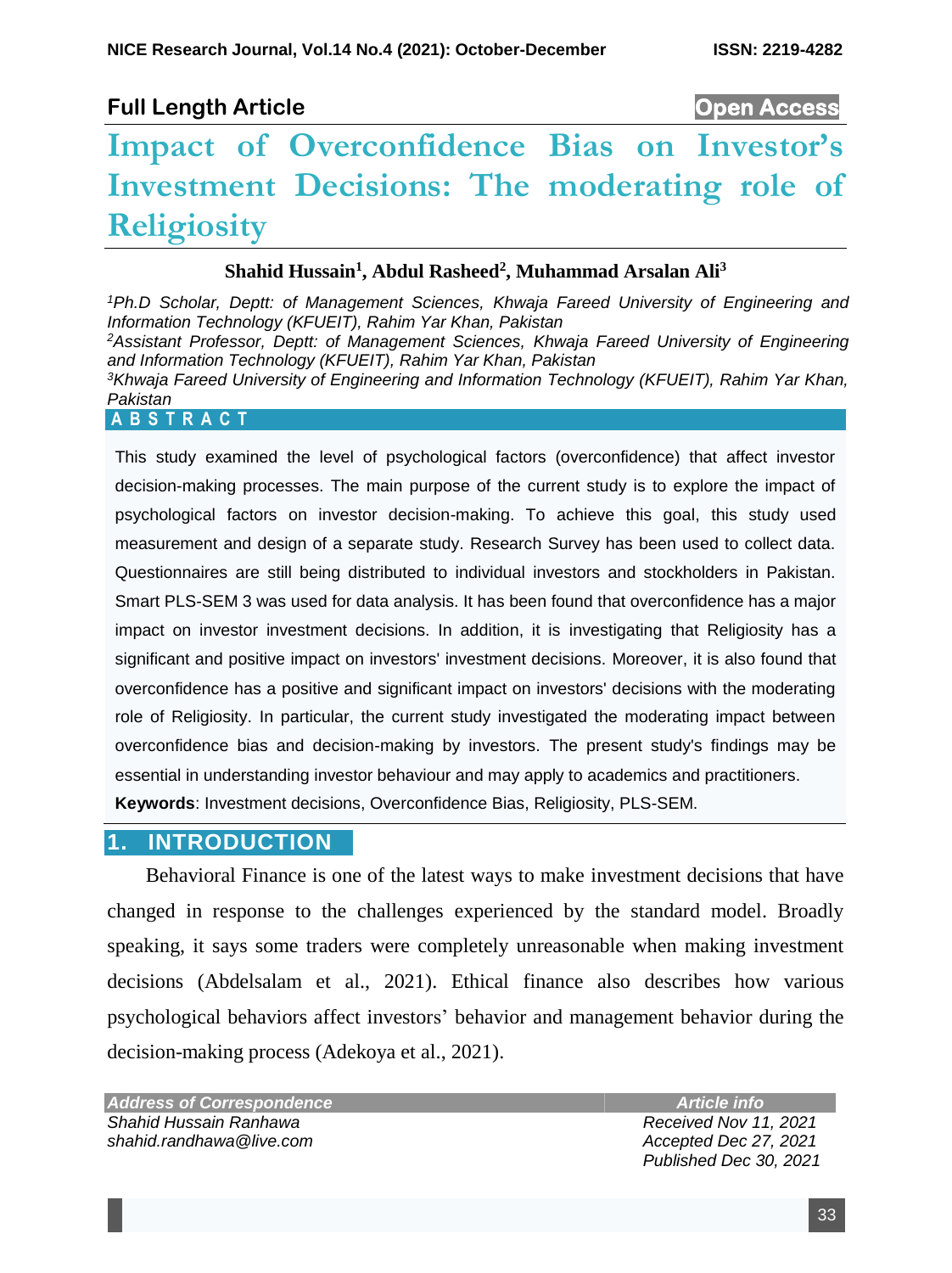**Full Length Article** **Open Access**

# Impact of Overconfidence Bias on Investor's Investment Decisions: The moderating role of Religiosity

**Shahid Hussain[1], Abdul Rasheed[2], Muhammad Arsalan Ali[3]**

*[1]Ph.D Scholar, Deptt: of Management Sciences, Khwaja Fareed University of Engineering and Information Technology (KFUEIT), Rahim Yar Khan, Pakistan*
*[2]Assistant Professor, Deptt: of Management Sciences, Khwaja Fareed University of Engineering and Information Technology (KFUEIT), Rahim Yar Khan, Pakistan*
*[3]Khwaja Fareed University of Engineering and Information Technology (KFUEIT), Rahim Yar Khan, Pakistan*

## A B S T R A C T

This study examined the level of psychological factors (overconfidence) that affect investor decision-making processes. The main purpose of the current study is to explore the impact of psychological factors on investor decision-making. To achieve this goal, this study used measurement and design of a separate study. Research Survey has been used to collect data. Questionnaires are still being distributed to individual investors and stockholders in Pakistan. Smart PLS-SEM 3 was used for data analysis. It has been found that overconfidence has a major impact on investor investment decisions. In addition, it is investigating that Religiosity has a significant and positive impact on investors' investment decisions. Moreover, it is also found that overconfidence has a positive and significant impact on investors' decisions with the moderating role of Religiosity. In particular, the current study investigated the moderating impact between overconfidence bias and decision-making by investors. The present study's findings may be essential in understanding investor behaviour and may apply to academics and practitioners.

**Keywords**: Investment decisions, Overconfidence Bias, Religiosity, PLS-SEM.

## 1. INTRODUCTION

Behavioral Finance is one of the latest ways to make investment decisions that have changed in response to the challenges experienced by the standard model. Broadly speaking, it says some traders were completely unreasonable when making investment decisions (Abdelsalam et al., 2021). Ethical finance also describes how various psychological behaviors affect investors' behavior and management behavior during the decision-making process (Adekoya et al., 2021).

| *Address of Correspondence* | *Article info* |
|---|---|
| *Shahid Hussain Ranhawa* | *Received Nov 11, 2021* |
| *shahid.randhawa@live.com* | *Accepted Dec 27, 2021* |
| | *Published Dec 30, 2021* |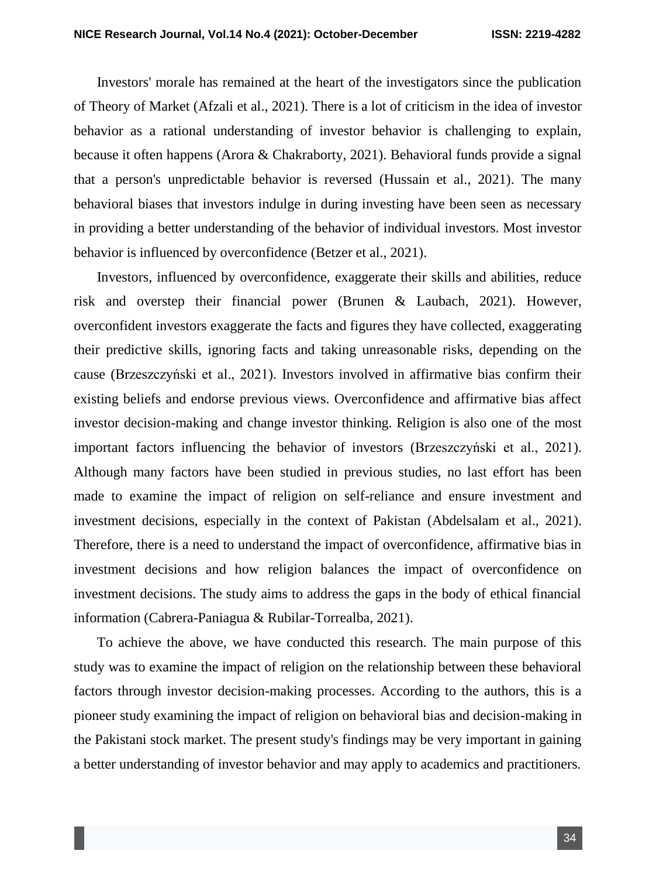Investors' morale has remained at the heart of the investigators since the publication of Theory of Market (Afzali et al., 2021). There is a lot of criticism in the idea of investor behavior as a rational understanding of investor behavior is challenging to explain, because it often happens (Arora & Chakraborty, 2021). Behavioral funds provide a signal that a person's unpredictable behavior is reversed (Hussain et al., 2021). The many behavioral biases that investors indulge in during investing have been seen as necessary in providing a better understanding of the behavior of individual investors. Most investor behavior is influenced by overconfidence (Betzer et al., 2021).

Investors, influenced by overconfidence, exaggerate their skills and abilities, reduce risk and overstep their financial power (Brunen & Laubach, 2021). However, overconfident investors exaggerate the facts and figures they have collected, exaggerating their predictive skills, ignoring facts and taking unreasonable risks, depending on the cause (Brzeszczyński et al., 2021). Investors involved in affirmative bias confirm their existing beliefs and endorse previous views. Overconfidence and affirmative bias affect investor decision-making and change investor thinking. Religion is also one of the most important factors influencing the behavior of investors (Brzeszczyński et al., 2021). Although many factors have been studied in previous studies, no last effort has been made to examine the impact of religion on self-reliance and ensure investment and investment decisions, especially in the context of Pakistan (Abdelsalam et al., 2021). Therefore, there is a need to understand the impact of overconfidence, affirmative bias in investment decisions and how religion balances the impact of overconfidence on investment decisions. The study aims to address the gaps in the body of ethical financial information (Cabrera-Paniagua & Rubilar-Torrealba, 2021).

To achieve the above, we have conducted this research. The main purpose of this study was to examine the impact of religion on the relationship between these behavioral factors through investor decision-making processes. According to the authors, this is a pioneer study examining the impact of religion on behavioral bias and decision-making in the Pakistani stock market. The present study's findings may be very important in gaining a better understanding of investor behavior and may apply to academics and practitioners.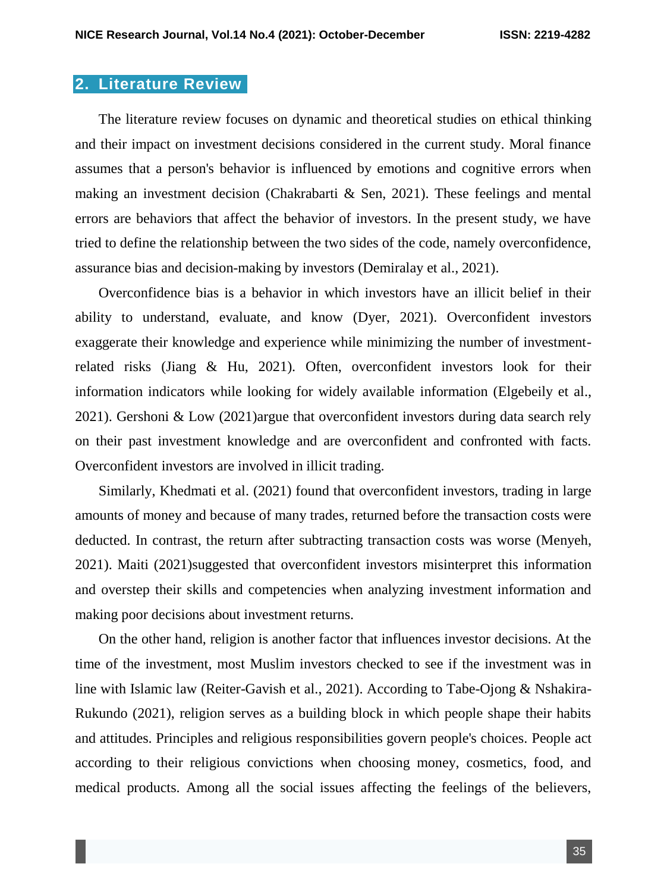## 2. Literature Review

The literature review focuses on dynamic and theoretical studies on ethical thinking and their impact on investment decisions considered in the current study. Moral finance assumes that a person's behavior is influenced by emotions and cognitive errors when making an investment decision (Chakrabarti & Sen, 2021). These feelings and mental errors are behaviors that affect the behavior of investors. In the present study, we have tried to define the relationship between the two sides of the code, namely overconfidence, assurance bias and decision-making by investors (Demiralay et al., 2021).

Overconfidence bias is a behavior in which investors have an illicit belief in their ability to understand, evaluate, and know (Dyer, 2021). Overconfident investors exaggerate their knowledge and experience while minimizing the number of investment-related risks (Jiang & Hu, 2021). Often, overconfident investors look for their information indicators while looking for widely available information (Elgebeily et al., 2021). Gershoni & Low (2021)argue that overconfident investors during data search rely on their past investment knowledge and are overconfident and confronted with facts. Overconfident investors are involved in illicit trading.

Similarly, Khedmati et al. (2021) found that overconfident investors, trading in large amounts of money and because of many trades, returned before the transaction costs were deducted. In contrast, the return after subtracting transaction costs was worse (Menyeh, 2021). Maiti (2021)suggested that overconfident investors misinterpret this information and overstep their skills and competencies when analyzing investment information and making poor decisions about investment returns.

On the other hand, religion is another factor that influences investor decisions. At the time of the investment, most Muslim investors checked to see if the investment was in line with Islamic law (Reiter-Gavish et al., 2021). According to Tabe-Ojong & Nshakira-Rukundo (2021), religion serves as a building block in which people shape their habits and attitudes. Principles and religious responsibilities govern people's choices. People act according to their religious convictions when choosing money, cosmetics, food, and medical products. Among all the social issues affecting the feelings of the believers,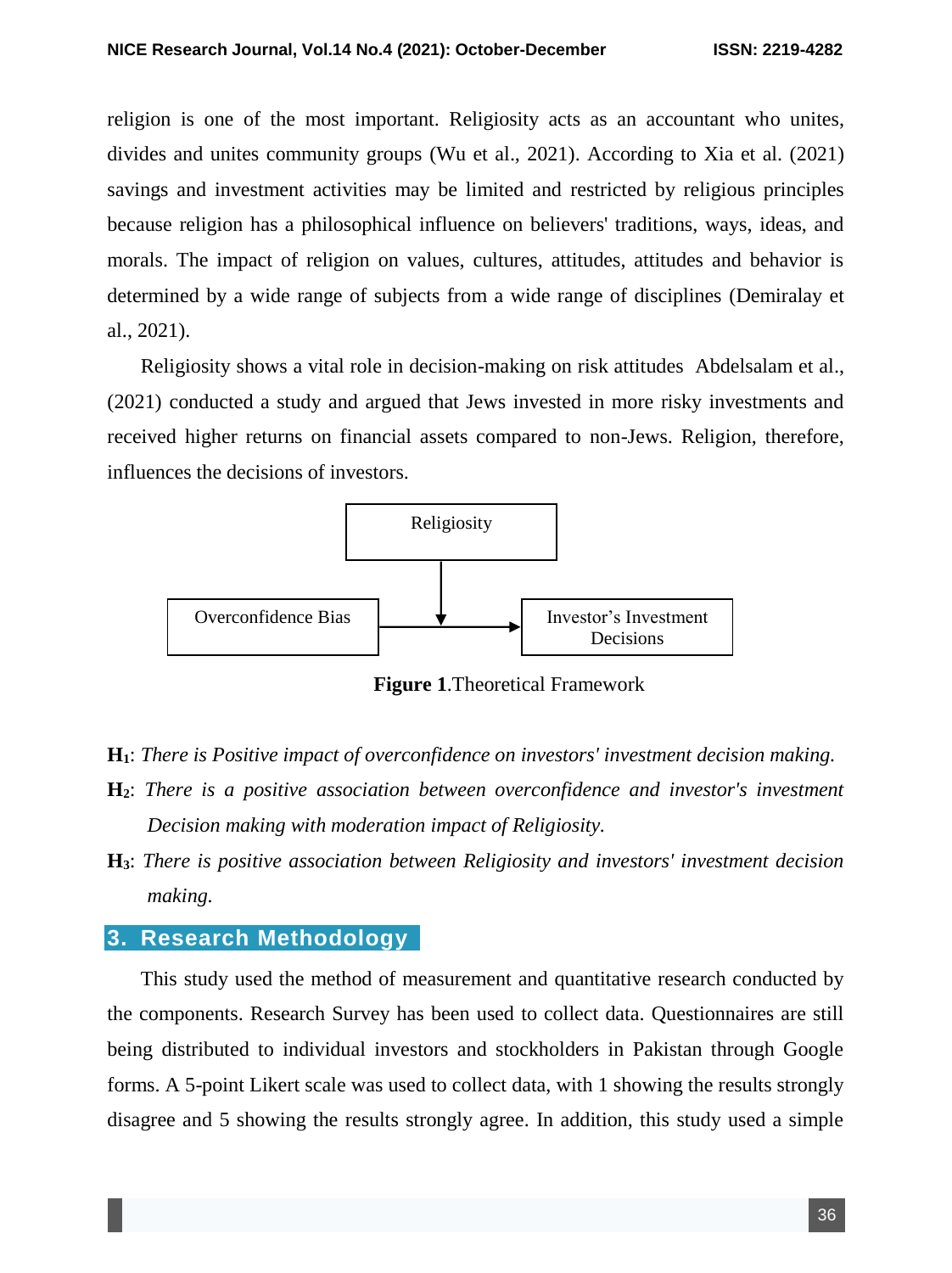religion is one of the most important. Religiosity acts as an accountant who unites, divides and unites community groups (Wu et al., 2021). According to Xia et al. (2021) savings and investment activities may be limited and restricted by religious principles because religion has a philosophical influence on believers' traditions, ways, ideas, and morals. The impact of religion on values, cultures, attitudes, attitudes and behavior is determined by a wide range of subjects from a wide range of disciplines (Demiralay et al., 2021).

Religiosity shows a vital role in decision-making on risk attitudes Abdelsalam et al., (2021) conducted a study and argued that Jews invested in more risky investments and received higher returns on financial assets compared to non-Jews. Religion, therefore, influences the decisions of investors.

Religiosity

Overconfidence Bias

Investor's Investment Decisions

**Figure 1**.Theoretical Framework

**H1**: *There is Positive impact of overconfidence on investors' investment decision making.*

**H2**: *There is a positive association between overconfidence and investor's investment Decision making with moderation impact of Religiosity.*

**H3**: *There is positive association between Religiosity and investors' investment decision making.*

## 3. Research Methodology

This study used the method of measurement and quantitative research conducted by the components. Research Survey has been used to collect data. Questionnaires are still being distributed to individual investors and stockholders in Pakistan through Google forms. A 5-point Likert scale was used to collect data, with 1 showing the results strongly disagree and 5 showing the results strongly agree. In addition, this study used a simple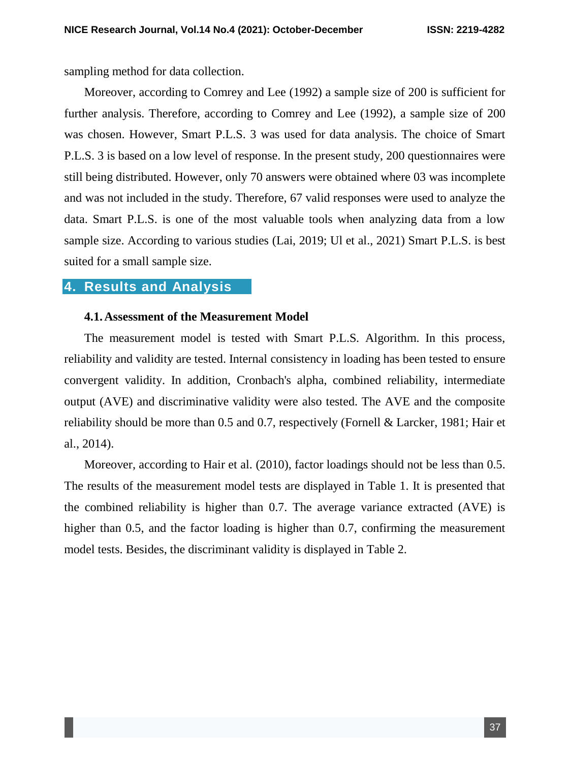sampling method for data collection.

Moreover, according to Comrey and Lee (1992) a sample size of 200 is sufficient for further analysis. Therefore, according to Comrey and Lee (1992), a sample size of 200 was chosen. However, Smart P.L.S. 3 was used for data analysis. The choice of Smart P.L.S. 3 is based on a low level of response. In the present study, 200 questionnaires were still being distributed. However, only 70 answers were obtained where 03 was incomplete and was not included in the study. Therefore, 67 valid responses were used to analyze the data. Smart P.L.S. is one of the most valuable tools when analyzing data from a low sample size. According to various studies (Lai, 2019; Ul et al., 2021) Smart P.L.S. is best suited for a small sample size.

## 4. Results and Analysis

### 4.1. Assessment of the Measurement Model

The measurement model is tested with Smart P.L.S. Algorithm. In this process, reliability and validity are tested. Internal consistency in loading has been tested to ensure convergent validity. In addition, Cronbach's alpha, combined reliability, intermediate output (AVE) and discriminative validity were also tested. The AVE and the composite reliability should be more than 0.5 and 0.7, respectively (Fornell & Larcker, 1981; Hair et al., 2014).

Moreover, according to Hair et al. (2010), factor loadings should not be less than 0.5. The results of the measurement model tests are displayed in Table 1. It is presented that the combined reliability is higher than 0.7. The average variance extracted (AVE) is higher than 0.5, and the factor loading is higher than 0.7, confirming the measurement model tests. Besides, the discriminant validity is displayed in Table 2.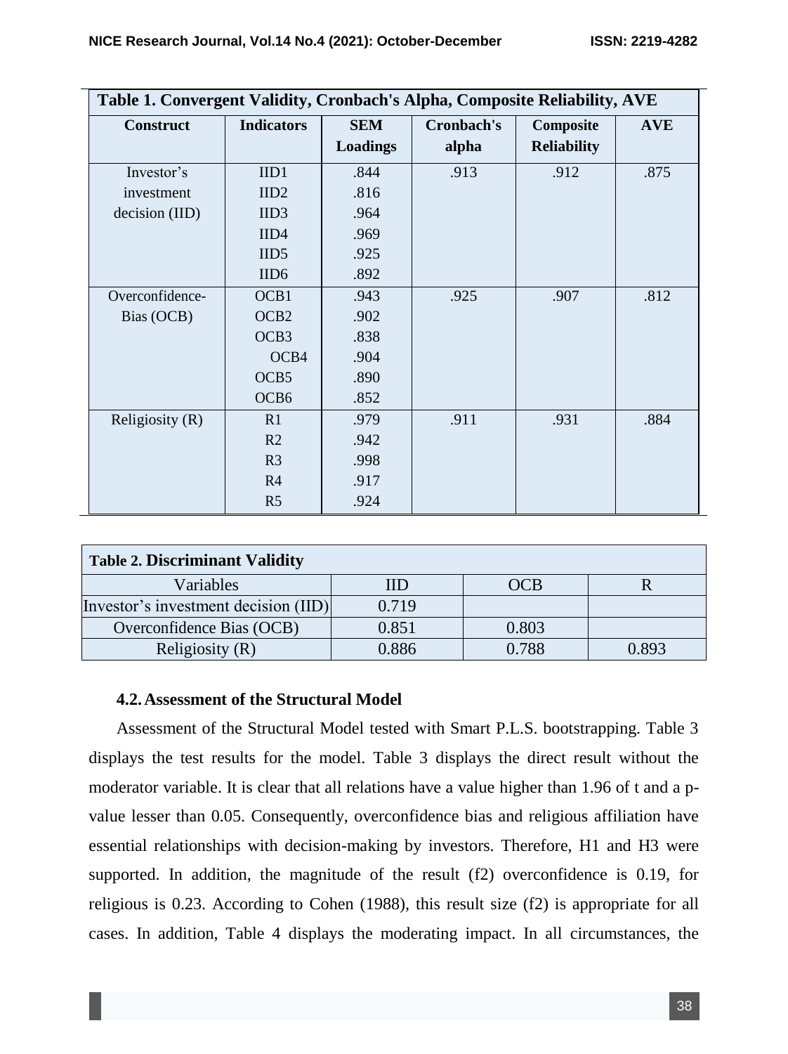**Table 1. Convergent Validity, Cronbach's Alpha, Composite Reliability, AVE**

| Construct | Indicators | SEM Loadings | Cronbach's alpha | Composite Reliability | AVE |
|---|---|---|---|---|---|
| Investor's investment decision (IID) | IID1 | .844 | .913 | .912 | .875 |
| | IID2 | .816 | | | |
| | IID3 | .964 | | | |
| | IID4 | .969 | | | |
| | IID5 | .925 | | | |
| | IID6 | .892 | | | |
| Overconfidence-Bias (OCB) | OCB1 | .943 | .925 | .907 | .812 |
| | OCB2 | .902 | | | |
| | OCB3 | .838 | | | |
| | OCB4 | .904 | | | |
| | OCB5 | .890 | | | |
| | OCB6 | .852 | | | |
| Religiosity (R) | R1 | .979 | .911 | .931 | .884 |
| | R2 | .942 | | | |
| | R3 | .998 | | | |
| | R4 | .917 | | | |
| | R5 | .924 | | | |

**Table 2. Discriminant Validity**

| Variables | IID | OCB | R |
|---|---|---|---|
| Investor's investment decision (IID) | 0.719 | | |
| Overconfidence Bias (OCB) | 0.851 | 0.803 | |
| Religiosity (R) | 0.886 | 0.788 | 0.893 |

### 4.2. Assessment of the Structural Model

Assessment of the Structural Model tested with Smart P.L.S. bootstrapping. Table 3 displays the test results for the model. Table 3 displays the direct result without the moderator variable. It is clear that all relations have a value higher than 1.96 of t and a p-value lesser than 0.05. Consequently, overconfidence bias and religious affiliation have essential relationships with decision-making by investors. Therefore, H1 and H3 were supported. In addition, the magnitude of the result (f2) overconfidence is 0.19, for religious is 0.23. According to Cohen (1988), this result size (f2) is appropriate for all cases. In addition, Table 4 displays the moderating impact. In all circumstances, the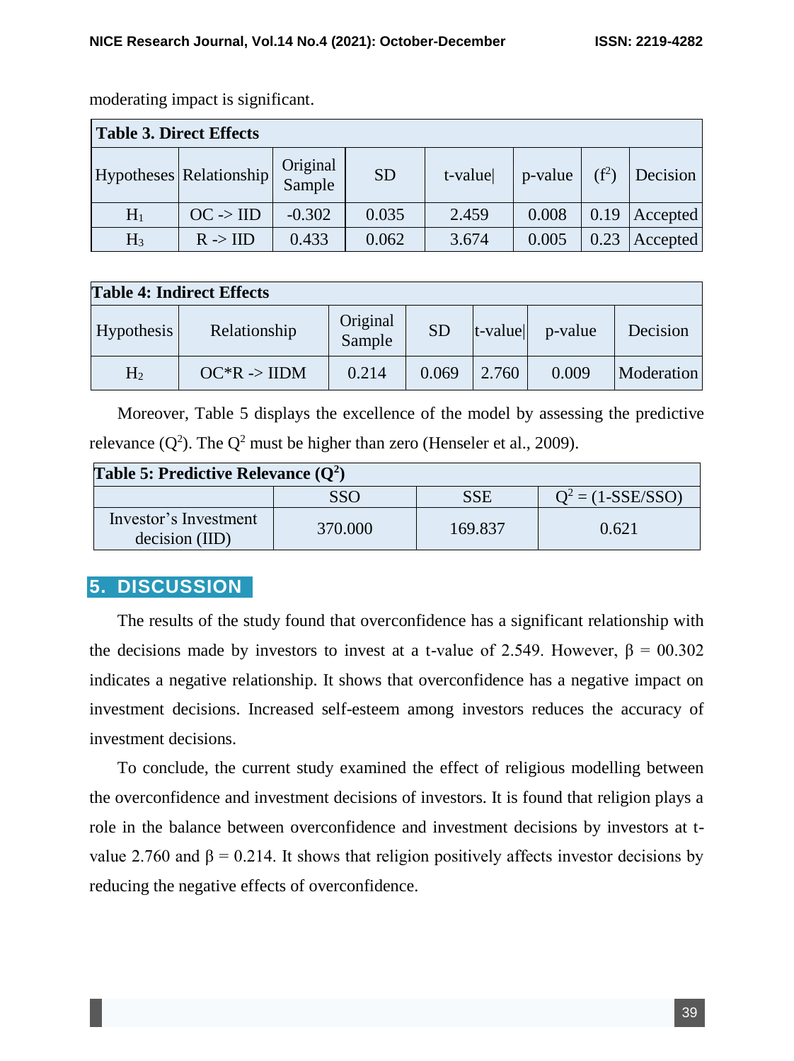moderating impact is significant.

**Table 3. Direct Effects**

| Hypotheses | Relationship | Original Sample | SD | t-value\| | p-value | ($f^2$) | Decision |
|---|---|---|---|---|---|---|---|
| $H_1$ | OC -> IID | -0.302 | 0.035 | 2.459 | 0.008 | 0.19 | Accepted |
| $H_3$ | R -> IID | 0.433 | 0.062 | 3.674 | 0.005 | 0.23 | Accepted |

**Table 4: Indirect Effects**

| Hypothesis | Relationship | Original Sample | SD | \|t-value\| | p-value | Decision |
|---|---|---|---|---|---|---|
| $H_2$ | OC*R -> IIDM | 0.214 | 0.069 | 2.760 | 0.009 | Moderation |

Moreover, Table 5 displays the excellence of the model by assessing the predictive relevance ($Q^2$). The $Q^2$ must be higher than zero (Henseler et al., 2009).

**Table 5: Predictive Relevance ($Q^2$)**

| | SSO | SSE | $Q^2$ = (1-SSE/SSO) |
|---|---|---|---|
| Investor's Investment decision (IID) | 370.000 | 169.837 | 0.621 |

## 5. DISCUSSION

The results of the study found that overconfidence has a significant relationship with the decisions made by investors to invest at a t-value of 2.549. However, $\beta$ = 00.302 indicates a negative relationship. It shows that overconfidence has a negative impact on investment decisions. Increased self-esteem among investors reduces the accuracy of investment decisions.

To conclude, the current study examined the effect of religious modelling between the overconfidence and investment decisions of investors. It is found that religion plays a role in the balance between overconfidence and investment decisions by investors at t-value 2.760 and $\beta$ = 0.214. It shows that religion positively affects investor decisions by reducing the negative effects of overconfidence.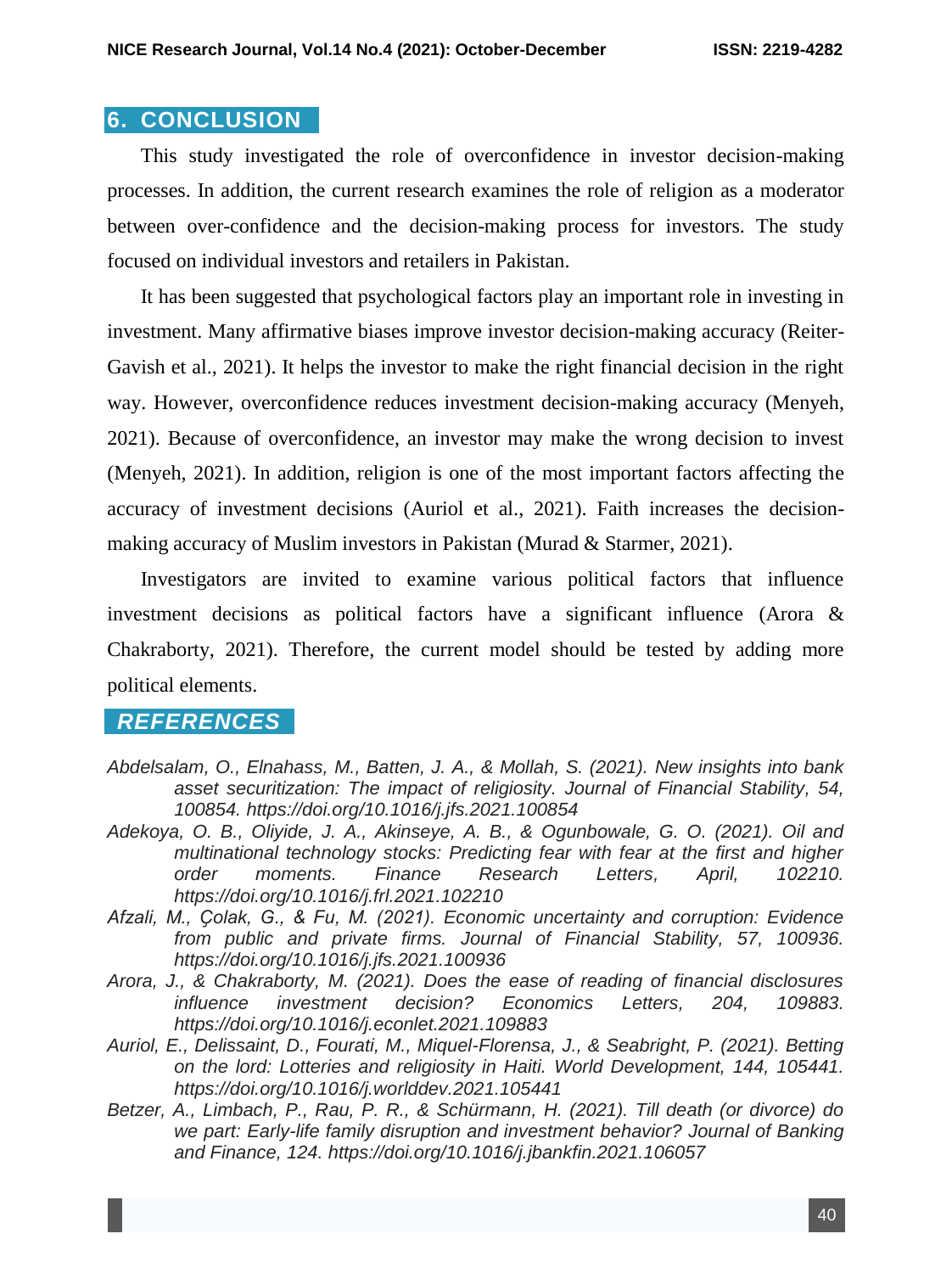## 6. CONCLUSION

This study investigated the role of overconfidence in investor decision-making processes. In addition, the current research examines the role of religion as a moderator between over-confidence and the decision-making process for investors. The study focused on individual investors and retailers in Pakistan.

It has been suggested that psychological factors play an important role in investing in investment. Many affirmative biases improve investor decision-making accuracy (Reiter-Gavish et al., 2021). It helps the investor to make the right financial decision in the right way. However, overconfidence reduces investment decision-making accuracy (Menyeh, 2021). Because of overconfidence, an investor may make the wrong decision to invest (Menyeh, 2021). In addition, religion is one of the most important factors affecting the accuracy of investment decisions (Auriol et al., 2021). Faith increases the decision-making accuracy of Muslim investors in Pakistan (Murad & Starmer, 2021).

Investigators are invited to examine various political factors that influence investment decisions as political factors have a significant influence (Arora & Chakraborty, 2021). Therefore, the current model should be tested by adding more political elements.

## REFERENCES

*Abdelsalam, O., Elnahass, M., Batten, J. A., & Mollah, S. (2021). New insights into bank asset securitization: The impact of religiosity. Journal of Financial Stability, 54, 100854. https://doi.org/10.1016/j.jfs.2021.100854*

*Adekoya, O. B., Oliyide, J. A., Akinseye, A. B., & Ogunbowale, G. O. (2021). Oil and multinational technology stocks: Predicting fear with fear at the first and higher order moments. Finance Research Letters, April, 102210. https://doi.org/10.1016/j.frl.2021.102210*

*Afzali, M., Çolak, G., & Fu, M. (2021). Economic uncertainty and corruption: Evidence from public and private firms. Journal of Financial Stability, 57, 100936. https://doi.org/10.1016/j.jfs.2021.100936*

*Arora, J., & Chakraborty, M. (2021). Does the ease of reading of financial disclosures influence investment decision? Economics Letters, 204, 109883. https://doi.org/10.1016/j.econlet.2021.109883*

*Auriol, E., Delissaint, D., Fourati, M., Miquel-Florensa, J., & Seabright, P. (2021). Betting on the lord: Lotteries and religiosity in Haiti. World Development, 144, 105441. https://doi.org/10.1016/j.worlddev.2021.105441*

*Betzer, A., Limbach, P., Rau, P. R., & Schürmann, H. (2021). Till death (or divorce) do we part: Early-life family disruption and investment behavior? Journal of Banking and Finance, 124. https://doi.org/10.1016/j.jbankfin.2021.106057*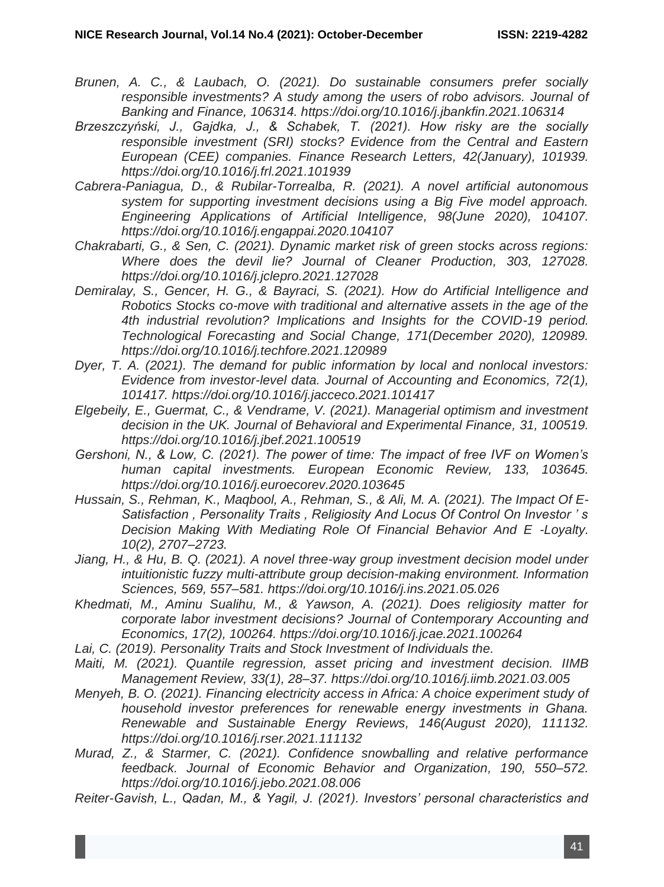*Brunen, A. C., & Laubach, O. (2021). Do sustainable consumers prefer socially responsible investments? A study among the users of robo advisors. Journal of Banking and Finance, 106314. https://doi.org/10.1016/j.jbankfin.2021.106314*

*Brzeszczyński, J., Gajdka, J., & Schabek, T. (2021). How risky are the socially responsible investment (SRI) stocks? Evidence from the Central and Eastern European (CEE) companies. Finance Research Letters, 42(January), 101939. https://doi.org/10.1016/j.frl.2021.101939*

*Cabrera-Paniagua, D., & Rubilar-Torrealba, R. (2021). A novel artificial autonomous system for supporting investment decisions using a Big Five model approach. Engineering Applications of Artificial Intelligence, 98(June 2020), 104107. https://doi.org/10.1016/j.engappai.2020.104107*

*Chakrabarti, G., & Sen, C. (2021). Dynamic market risk of green stocks across regions: Where does the devil lie? Journal of Cleaner Production, 303, 127028. https://doi.org/10.1016/j.jclepro.2021.127028*

*Demiralay, S., Gencer, H. G., & Bayraci, S. (2021). How do Artificial Intelligence and Robotics Stocks co-move with traditional and alternative assets in the age of the 4th industrial revolution? Implications and Insights for the COVID-19 period. Technological Forecasting and Social Change, 171(December 2020), 120989. https://doi.org/10.1016/j.techfore.2021.120989*

*Dyer, T. A. (2021). The demand for public information by local and nonlocal investors: Evidence from investor-level data. Journal of Accounting and Economics, 72(1), 101417. https://doi.org/10.1016/j.jacceco.2021.101417*

*Elgebeily, E., Guermat, C., & Vendrame, V. (2021). Managerial optimism and investment decision in the UK. Journal of Behavioral and Experimental Finance, 31, 100519. https://doi.org/10.1016/j.jbef.2021.100519*

*Gershoni, N., & Low, C. (2021). The power of time: The impact of free IVF on Women's human capital investments. European Economic Review, 133, 103645. https://doi.org/10.1016/j.euroecorev.2020.103645*

*Hussain, S., Rehman, K., Maqbool, A., Rehman, S., & Ali, M. A. (2021). The Impact Of E-Satisfaction , Personality Traits , Religiosity And Locus Of Control On Investor ' s Decision Making With Mediating Role Of Financial Behavior And E -Loyalty. 10(2), 2707–2723.*

*Jiang, H., & Hu, B. Q. (2021). A novel three-way group investment decision model under intuitionistic fuzzy multi-attribute group decision-making environment. Information Sciences, 569, 557–581. https://doi.org/10.1016/j.ins.2021.05.026*

*Khedmati, M., Aminu Sualihu, M., & Yawson, A. (2021). Does religiosity matter for corporate labor investment decisions? Journal of Contemporary Accounting and Economics, 17(2), 100264. https://doi.org/10.1016/j.jcae.2021.100264*

*Lai, C. (2019). Personality Traits and Stock Investment of Individuals the.*

*Maiti, M. (2021). Quantile regression, asset pricing and investment decision. IIMB Management Review, 33(1), 28–37. https://doi.org/10.1016/j.iimb.2021.03.005*

*Menyeh, B. O. (2021). Financing electricity access in Africa: A choice experiment study of household investor preferences for renewable energy investments in Ghana. Renewable and Sustainable Energy Reviews, 146(August 2020), 111132. https://doi.org/10.1016/j.rser.2021.111132*

*Murad, Z., & Starmer, C. (2021). Confidence snowballing and relative performance feedback. Journal of Economic Behavior and Organization, 190, 550–572. https://doi.org/10.1016/j.jebo.2021.08.006*

*Reiter-Gavish, L., Qadan, M., & Yagil, J. (2021). Investors' personal characteristics and*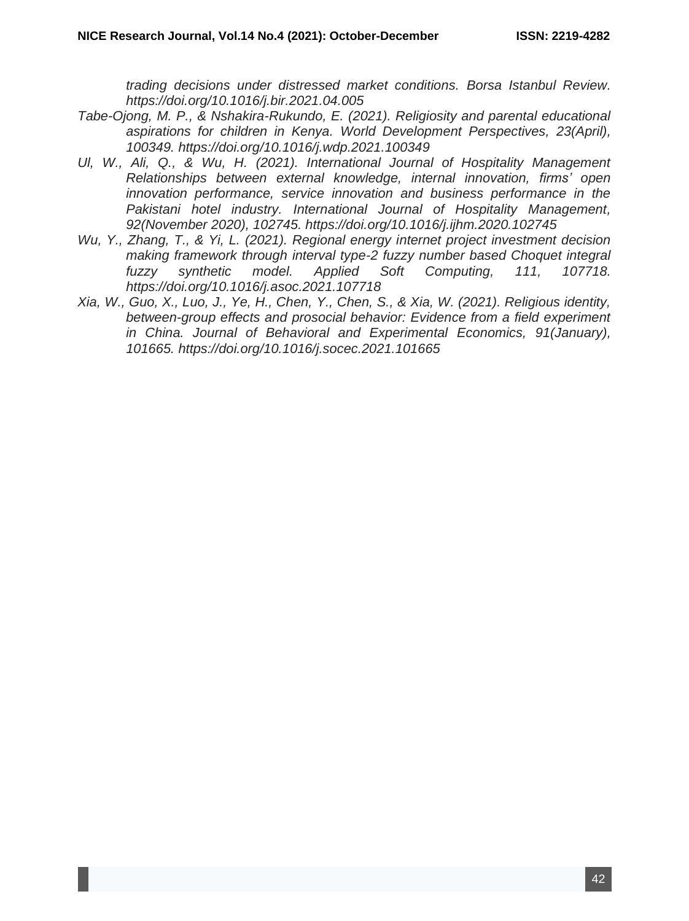*trading decisions under distressed market conditions. Borsa Istanbul Review. https://doi.org/10.1016/j.bir.2021.04.005*

*Tabe-Ojong, M. P., & Nshakira-Rukundo, E. (2021). Religiosity and parental educational aspirations for children in Kenya. World Development Perspectives, 23(April), 100349. https://doi.org/10.1016/j.wdp.2021.100349*

*Ul, W., Ali, Q., & Wu, H. (2021). International Journal of Hospitality Management Relationships between external knowledge, internal innovation, firms' open innovation performance, service innovation and business performance in the Pakistani hotel industry. International Journal of Hospitality Management, 92(November 2020), 102745. https://doi.org/10.1016/j.ijhm.2020.102745*

*Wu, Y., Zhang, T., & Yi, L. (2021). Regional energy internet project investment decision making framework through interval type-2 fuzzy number based Choquet integral fuzzy synthetic model. Applied Soft Computing, 111, 107718. https://doi.org/10.1016/j.asoc.2021.107718*

*Xia, W., Guo, X., Luo, J., Ye, H., Chen, Y., Chen, S., & Xia, W. (2021). Religious identity, between-group effects and prosocial behavior: Evidence from a field experiment in China. Journal of Behavioral and Experimental Economics, 91(January), 101665. https://doi.org/10.1016/j.socec.2021.101665*